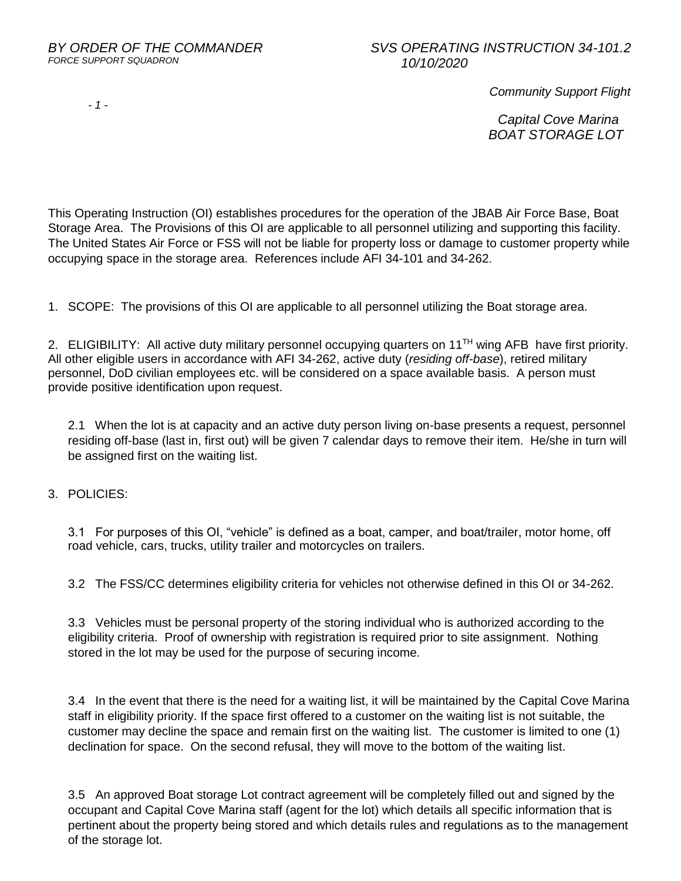*BY ORDER OF THE COMMANDER*
*FORCE SUPPORT SQUADRON*

*SVS OPERATING INSTRUCTION 34-101.2*
*10/10/2020*

*Community Support Flight*

*Capital Cove Marina*
*BOAT STORAGE LOT*

This Operating Instruction (OI) establishes procedures for the operation of the JBAB Air Force Base, Boat Storage Area. The Provisions of this OI are applicable to all personnel utilizing and supporting this facility. The United States Air Force or FSS will not be liable for property loss or damage to customer property while occupying space in the storage area. References include AFI 34-101 and 34-262.

1. SCOPE: The provisions of this OI are applicable to all personnel utilizing the Boat storage area.

2. ELIGIBILITY: All active duty military personnel occupying quarters on 11$^{TH}$ wing AFB have first priority. All other eligible users in accordance with AFI 34-262, active duty (*residing off-base*), retired military personnel, DoD civilian employees etc. will be considered on a space available basis. A person must provide positive identification upon request.

   2.1 When the lot is at capacity and an active duty person living on-base presents a request, personnel residing off-base (last in, first out) will be given 7 calendar days to remove their item. He/she in turn will be assigned first on the waiting list.

3. POLICIES:

   3.1 For purposes of this OI, "vehicle" is defined as a boat, camper, and boat/trailer, motor home, off road vehicle, cars, trucks, utility trailer and motorcycles on trailers.

   3.2 The FSS/CC determines eligibility criteria for vehicles not otherwise defined in this OI or 34-262.

   3.3 Vehicles must be personal property of the storing individual who is authorized according to the eligibility criteria. Proof of ownership with registration is required prior to site assignment. Nothing stored in the lot may be used for the purpose of securing income.

   3.4 In the event that there is the need for a waiting list, it will be maintained by the Capital Cove Marina staff in eligibility priority. If the space first offered to a customer on the waiting list is not suitable, the customer may decline the space and remain first on the waiting list. The customer is limited to one (1) declination for space. On the second refusal, they will move to the bottom of the waiting list.

   3.5 An approved Boat storage Lot contract agreement will be completely filled out and signed by the occupant and Capital Cove Marina staff (agent for the lot) which details all specific information that is pertinent about the property being stored and which details rules and regulations as to the management of the storage lot.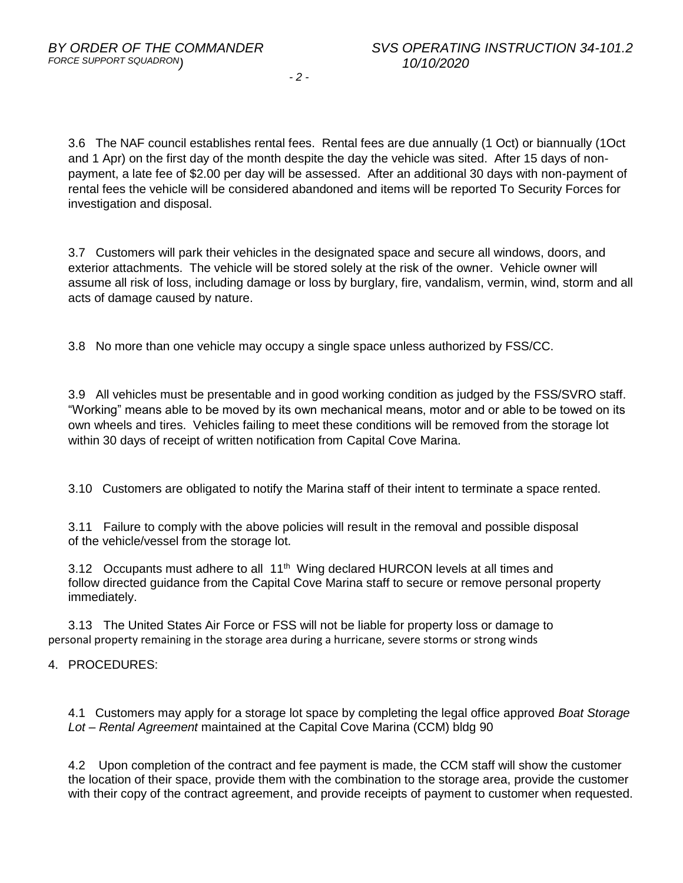3.6 The NAF council establishes rental fees. Rental fees are due annually (1 Oct) or biannually (1Oct and 1 Apr) on the first day of the month despite the day the vehicle was sited. After 15 days of non-payment, a late fee of $2.00 per day will be assessed. After an additional 30 days with non-payment of rental fees the vehicle will be considered abandoned and items will be reported To Security Forces for investigation and disposal.

3.7 Customers will park their vehicles in the designated space and secure all windows, doors, and exterior attachments. The vehicle will be stored solely at the risk of the owner. Vehicle owner will assume all risk of loss, including damage or loss by burglary, fire, vandalism, vermin, wind, storm and all acts of damage caused by nature.

3.8 No more than one vehicle may occupy a single space unless authorized by FSS/CC.

3.9 All vehicles must be presentable and in good working condition as judged by the FSS/SVRO staff. "Working" means able to be moved by its own mechanical means, motor and or able to be towed on its own wheels and tires. Vehicles failing to meet these conditions will be removed from the storage lot within 30 days of receipt of written notification from Capital Cove Marina.

3.10 Customers are obligated to notify the Marina staff of their intent to terminate a space rented.

3.11 Failure to comply with the above policies will result in the removal and possible disposal of the vehicle/vessel from the storage lot.

3.12 Occupants must adhere to all 11th Wing declared HURCON levels at all times and follow directed guidance from the Capital Cove Marina staff to secure or remove personal property immediately.

3.13 The United States Air Force or FSS will not be liable for property loss or damage to personal property remaining in the storage area during a hurricane, severe storms or strong winds

4. PROCEDURES:

4.1 Customers may apply for a storage lot space by completing the legal office approved *Boat Storage Lot – Rental Agreement* maintained at the Capital Cove Marina (CCM) bldg 90

4.2 Upon completion of the contract and fee payment is made, the CCM staff will show the customer the location of their space, provide them with the combination to the storage area, provide the customer with their copy of the contract agreement, and provide receipts of payment to customer when requested.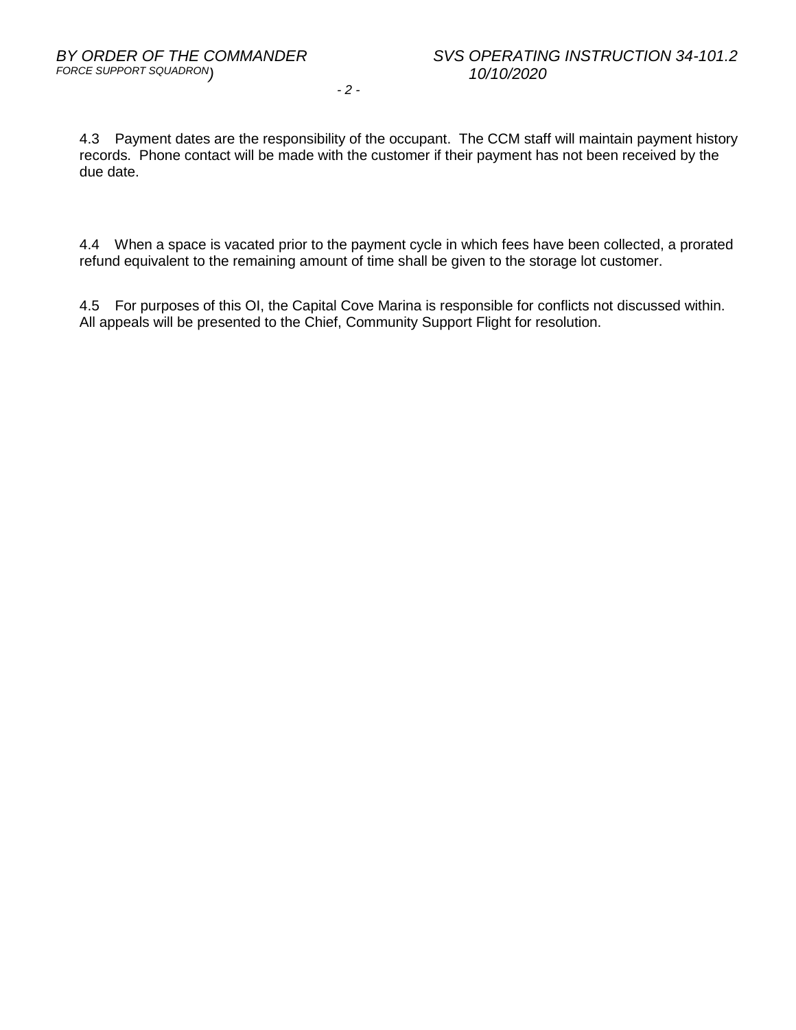4.3 Payment dates are the responsibility of the occupant. The CCM staff will maintain payment history records. Phone contact will be made with the customer if their payment has not been received by the due date.

4.4 When a space is vacated prior to the payment cycle in which fees have been collected, a prorated refund equivalent to the remaining amount of time shall be given to the storage lot customer.

4.5 For purposes of this OI, the Capital Cove Marina is responsible for conflicts not discussed within. All appeals will be presented to the Chief, Community Support Flight for resolution.